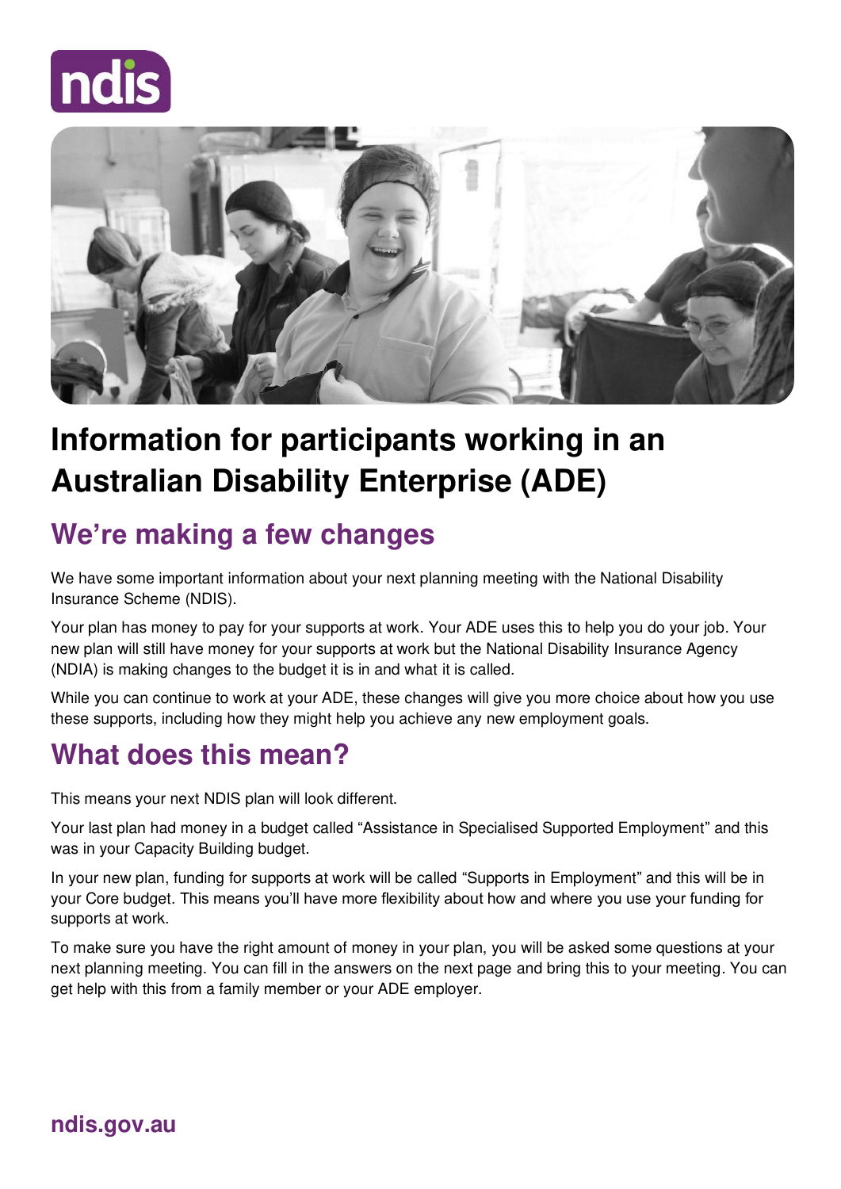# Information for participants working in an Australian Disability Enterprise (ADE)

## We're making a few changes

We have some important information about your next planning meeting with the National Disability Insurance Scheme (NDIS).

Your plan has money to pay for your supports at work. Your ADE uses this to help you do your job. Your new plan will still have money for your supports at work but the National Disability Insurance Agency (NDIA) is making changes to the budget it is in and what it is called.

While you can continue to work at your ADE, these changes will give you more choice about how you use these supports, including how they might help you achieve any new employment goals.

## What does this mean?

This means your next NDIS plan will look different.

Your last plan had money in a budget called "Assistance in Specialised Supported Employment" and this was in your Capacity Building budget.

In your new plan, funding for supports at work will be called "Supports in Employment" and this will be in your Core budget. This means you'll have more flexibility about how and where you use your funding for supports at work.

To make sure you have the right amount of money in your plan, you will be asked some questions at your next planning meeting. You can fill in the answers on the next page and bring this to your meeting. You can get help with this from a family member or your ADE employer.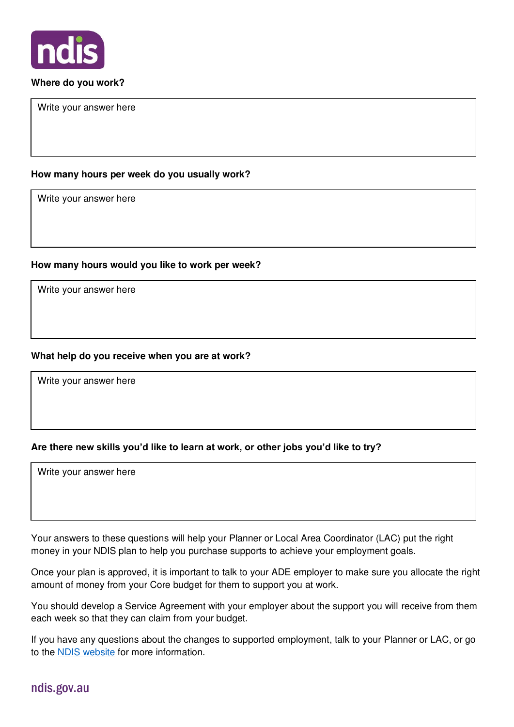**Where do you work?**

Write your answer here

**How many hours per week do you usually work?**

Write your answer here

**How many hours would you like to work per week?**

Write your answer here

**What help do you receive when you are at work?**

Write your answer here

**Are there new skills you'd like to learn at work, or other jobs you'd like to try?**

Write your answer here

Your answers to these questions will help your Planner or Local Area Coordinator (LAC) put the right money in your NDIS plan to help you purchase supports to achieve your employment goals.

Once your plan is approved, it is important to talk to your ADE employer to make sure you allocate the right amount of money from your Core budget for them to support you at work.

You should develop a Service Agreement with your employer about the support you will receive from them each week so that they can claim from your budget.

If you have any questions about the changes to supported employment, talk to your Planner or LAC, or go to the NDIS website for more information.